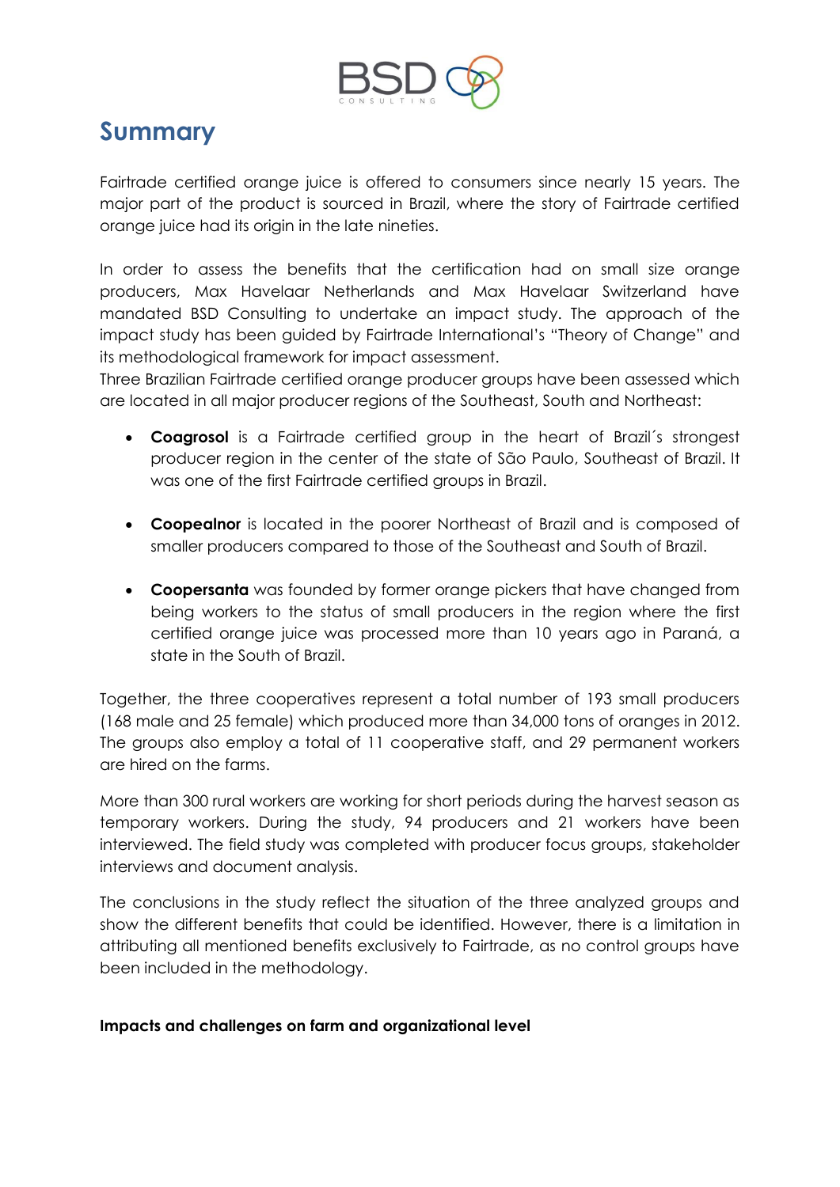# Summary

Fairtrade certified orange juice is offered to consumers since nearly 15 years. The major part of the product is sourced in Brazil, where the story of Fairtrade certified orange juice had its origin in the late nineties.

In order to assess the benefits that the certification had on small size orange producers, Max Havelaar Netherlands and Max Havelaar Switzerland have mandated BSD Consulting to undertake an impact study. The approach of the impact study has been guided by Fairtrade International's "Theory of Change" and its methodological framework for impact assessment.
Three Brazilian Fairtrade certified orange producer groups have been assessed which are located in all major producer regions of the Southeast, South and Northeast:

- **Coagrosol** is a Fairtrade certified group in the heart of Brazil´s strongest producer region in the center of the state of São Paulo, Southeast of Brazil. It was one of the first Fairtrade certified groups in Brazil.
- **Coopealnor** is located in the poorer Northeast of Brazil and is composed of smaller producers compared to those of the Southeast and South of Brazil.
- **Coopersanta** was founded by former orange pickers that have changed from being workers to the status of small producers in the region where the first certified orange juice was processed more than 10 years ago in Paraná, a state in the South of Brazil.

Together, the three cooperatives represent a total number of 193 small producers (168 male and 25 female) which produced more than 34,000 tons of oranges in 2012. The groups also employ a total of 11 cooperative staff, and 29 permanent workers are hired on the farms.

More than 300 rural workers are working for short periods during the harvest season as temporary workers. During the study, 94 producers and 21 workers have been interviewed. The field study was completed with producer focus groups, stakeholder interviews and document analysis.

The conclusions in the study reflect the situation of the three analyzed groups and show the different benefits that could be identified. However, there is a limitation in attributing all mentioned benefits exclusively to Fairtrade, as no control groups have been included in the methodology.

**Impacts and challenges on farm and organizational level**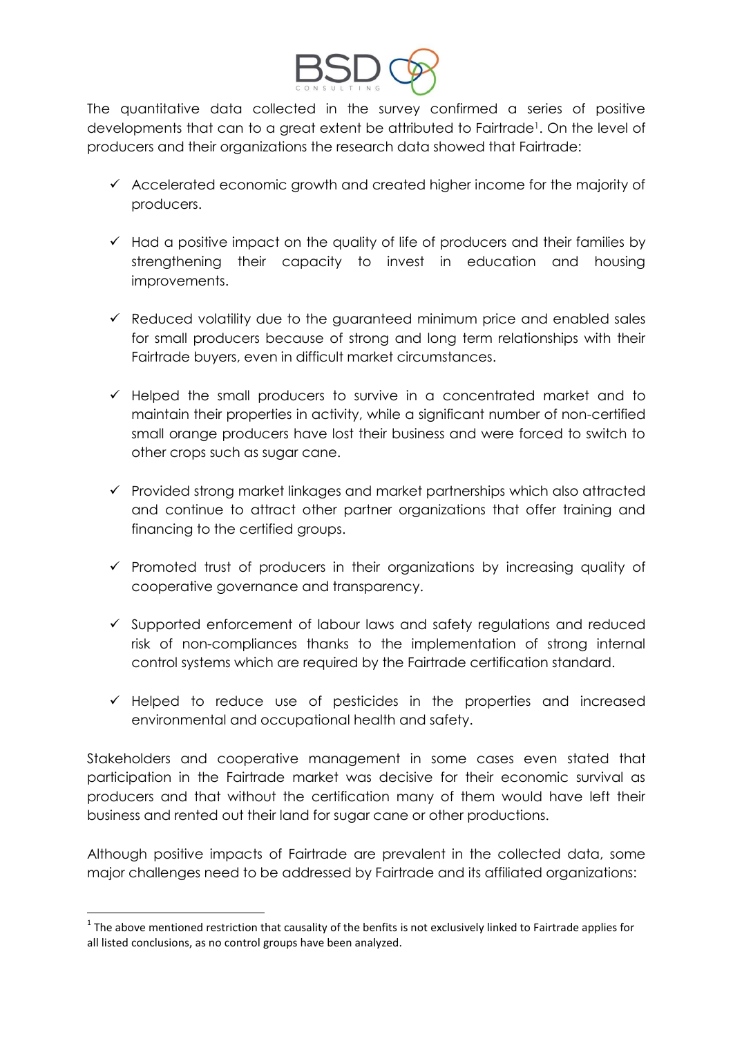The quantitative data collected in the survey confirmed a series of positive developments that can to a great extent be attributed to Fairtrade[1]. On the level of producers and their organizations the research data showed that Fairtrade:

- ✓ Accelerated economic growth and created higher income for the majority of producers.
- ✓ Had a positive impact on the quality of life of producers and their families by strengthening their capacity to invest in education and housing improvements.
- ✓ Reduced volatility due to the guaranteed minimum price and enabled sales for small producers because of strong and long term relationships with their Fairtrade buyers, even in difficult market circumstances.
- ✓ Helped the small producers to survive in a concentrated market and to maintain their properties in activity, while a significant number of non-certified small orange producers have lost their business and were forced to switch to other crops such as sugar cane.
- ✓ Provided strong market linkages and market partnerships which also attracted and continue to attract other partner organizations that offer training and financing to the certified groups.
- ✓ Promoted trust of producers in their organizations by increasing quality of cooperative governance and transparency.
- ✓ Supported enforcement of labour laws and safety regulations and reduced risk of non-compliances thanks to the implementation of strong internal control systems which are required by the Fairtrade certification standard.
- ✓ Helped to reduce use of pesticides in the properties and increased environmental and occupational health and safety.

Stakeholders and cooperative management in some cases even stated that participation in the Fairtrade market was decisive for their economic survival as producers and that without the certification many of them would have left their business and rented out their land for sugar cane or other productions.

Although positive impacts of Fairtrade are prevalent in the collected data, some major challenges need to be addressed by Fairtrade and its affiliated organizations:

[1] The above mentioned restriction that causality of the benfits is not exclusively linked to Fairtrade applies for all listed conclusions, as no control groups have been analyzed.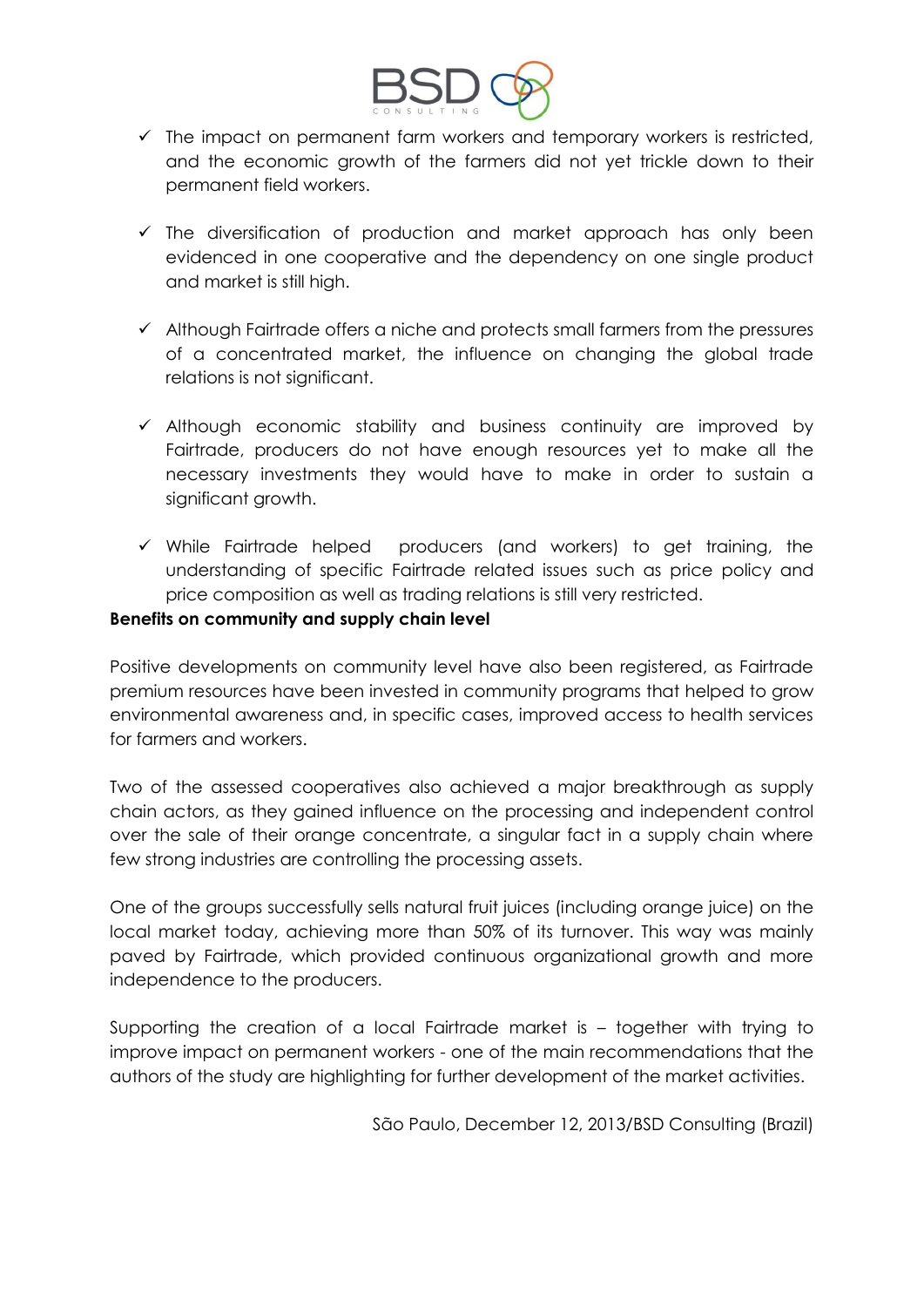- ✓ The impact on permanent farm workers and temporary workers is restricted, and the economic growth of the farmers did not yet trickle down to their permanent field workers.

- ✓ The diversification of production and market approach has only been evidenced in one cooperative and the dependency on one single product and market is still high.

- ✓ Although Fairtrade offers a niche and protects small farmers from the pressures of a concentrated market, the influence on changing the global trade relations is not significant.

- ✓ Although economic stability and business continuity are improved by Fairtrade, producers do not have enough resources yet to make all the necessary investments they would have to make in order to sustain a significant growth.

- ✓ While Fairtrade helped producers (and workers) to get training, the understanding of specific Fairtrade related issues such as price policy and price composition as well as trading relations is still very restricted.

**Benefits on community and supply chain level**

Positive developments on community level have also been registered, as Fairtrade premium resources have been invested in community programs that helped to grow environmental awareness and, in specific cases, improved access to health services for farmers and workers.

Two of the assessed cooperatives also achieved a major breakthrough as supply chain actors, as they gained influence on the processing and independent control over the sale of their orange concentrate, a singular fact in a supply chain where few strong industries are controlling the processing assets.

One of the groups successfully sells natural fruit juices (including orange juice) on the local market today, achieving more than 50% of its turnover. This way was mainly paved by Fairtrade, which provided continuous organizational growth and more independence to the producers.

Supporting the creation of a local Fairtrade market is – together with trying to improve impact on permanent workers - one of the main recommendations that the authors of the study are highlighting for further development of the market activities.

São Paulo, December 12, 2013/BSD Consulting (Brazil)